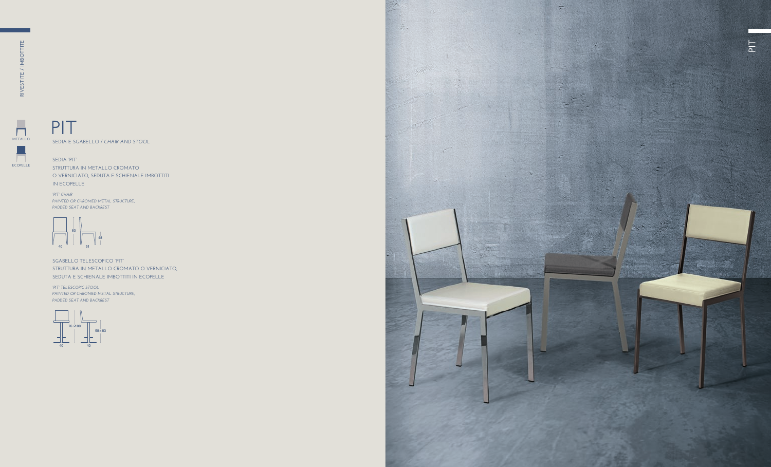RIVESTITE / IMBOTTITE

METALLO

ECOPELLE

# PIT

SEDIA E SGABELLO / *CHAIR AND STOOL*

SEDIA "PIT"
STRUTTURA IN METALLO CROMATO
O VERNICIATO, SEDUTA E SCHIENALE IMBOTTITI
IN ECOPELLE

*"PIT" CHAIR*
*PAINTED OR CHROMED METAL STRUCTURE,*
*PADDED SEAT AND BACKREST*

83 48 40 51

SGABELLO TELESCOPICO "PIT"
STRUTTURA IN METALLO CROMATO O VERNICIATO,
SEDUTA E SCHIENALE IMBOTTITI IN ECOPELLE

*"PIT" TELESCOPIC STOOL*
*PAINTED OR CHROMED METAL STRUCTURE,*
*PADDED SEAT AND BACKREST*

76 >100 58 > 83 40 40

PIT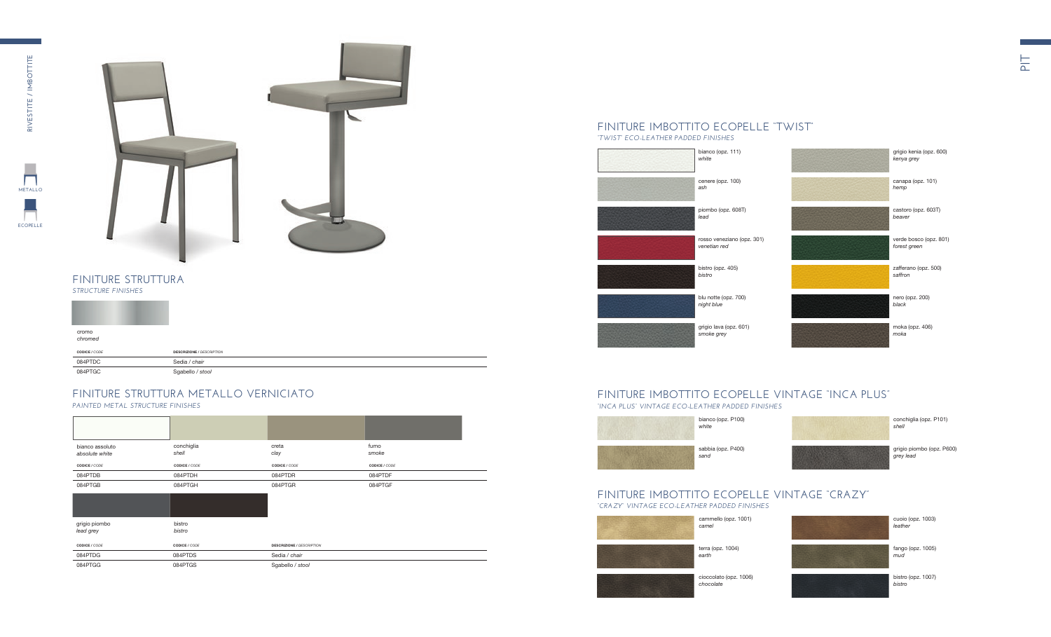## FINITURE STRUTTURA

*STRUCTURE FINISHES*

cromo
*chromed*

| **CODICE** / *CODE* | **DESCRIZIONE** / *DESCRIPTION* |
|---|---|
| 084PTDC | Sedia / *chair* |
| 084PTGC | Sgabello / *stool* |

## FINITURE STRUTTURA METALLO VERNICIATO

*PAINTED METAL STRUCTURE FINISHES*

| bianco assoluto *absolute white* | conchiglia *shell* | creta *clay* | fumo *smoke* |
|---|---|---|---|
| **CODICE** / *CODE* | **CODICE** / *CODE* | **CODICE** / *CODE* | **CODICE** / *CODE* |
| 084PTDB | 084PTDH | 084PTDR | 084PTDF |
| 084PTGB | 084PTGH | 084PTGR | 084PTGF |

| grigio piombo *lead grey* | bistro *bistro* | |
|---|---|---|
| **CODICE** / *CODE* | **CODICE** / *CODE* | **DESCRIZIONE** / *DESCRIPTION* |
| 084PTDG | 084PTDS | Sedia / *chair* |
| 084PTGG | 084PTGS | Sgabello / *stool* |

## FINITURE IMBOTTITO ECOPELLE "TWIST"

*"TWIST" ECO-LEATHER PADDED FINISHES*

- bianco (opz. 111) *white*
- grigio kenia (opz. 600) *kenya grey*
- cenere (opz. 100) *ash*
- canapa (opz. 101) *hemp*
- piombo (opz. 608T) *lead*
- castoro (opz. 603T) *beaver*
- rosso veneziano (opz. 301) *venetian red*
- verde bosco (opz. 801) *forest green*
- bistro (opz. 405) *bistro*
- zafferano (opz. 500) *saffron*
- blu notte (opz. 700) *night blue*
- nero (opz. 200) *black*
- grigio lava (opz. 601) *smoke grey*
- moka (opz. 406) *moka*

## FINITURE IMBOTTITO ECOPELLE VINTAGE "INCA PLUS"

*"INCA PLUS" VINTAGE ECO-LEATHER PADDED FINISHES*

- bianco (opz. P100) *white*
- conchiglia (opz. P101) *shell*
- sabbia (opz. P400) *sand*
- grigio piombo (opz. P600) *grey lead*

## FINITURE IMBOTTITO ECOPELLE VINTAGE "CRAZY"

*"CRAZY" VINTAGE ECO-LEATHER PADDED FINISHES*

- cammello (opz. 1001) *camel*
- cuoio (opz. 1003) *leather*
- terra (opz. 1004) *earth*
- fango (opz. 1005) *mud*
- cioccolato (opz. 1006) *chocolate*
- bistro (opz. 1007) *bistro*